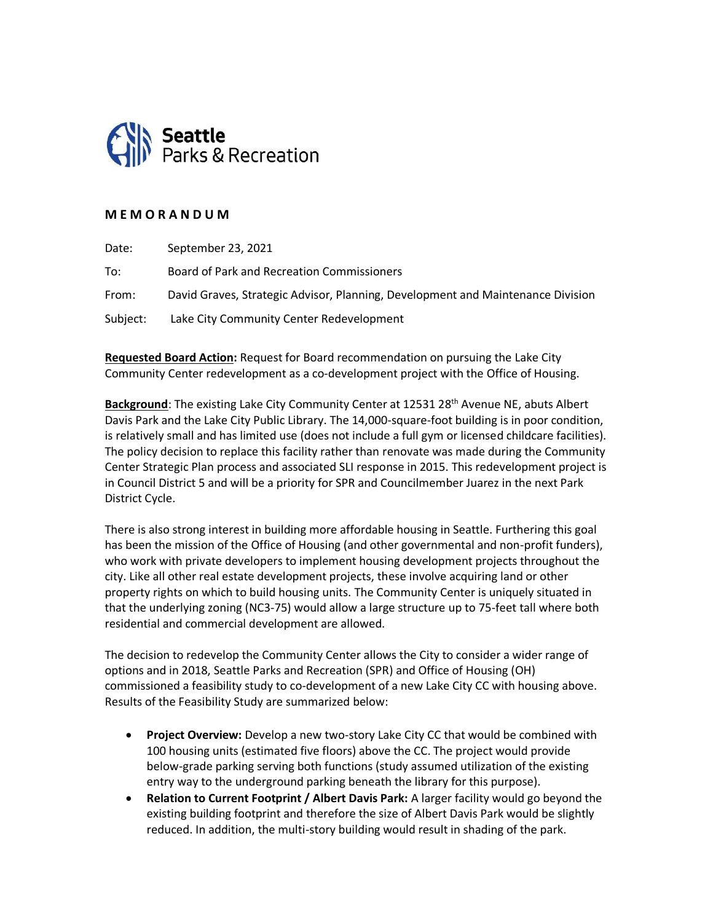Seattle Parks & Recreation

## MEMORANDUM

Date: September 23, 2021

To: Board of Park and Recreation Commissioners

From: David Graves, Strategic Advisor, Planning, Development and Maintenance Division

Subject: Lake City Community Center Redevelopment

**Requested Board Action:** Request for Board recommendation on pursuing the Lake City Community Center redevelopment as a co-development project with the Office of Housing.

**Background**: The existing Lake City Community Center at 12531 28th Avenue NE, abuts Albert Davis Park and the Lake City Public Library. The 14,000-square-foot building is in poor condition, is relatively small and has limited use (does not include a full gym or licensed childcare facilities). The policy decision to replace this facility rather than renovate was made during the Community Center Strategic Plan process and associated SLI response in 2015. This redevelopment project is in Council District 5 and will be a priority for SPR and Councilmember Juarez in the next Park District Cycle.

There is also strong interest in building more affordable housing in Seattle. Furthering this goal has been the mission of the Office of Housing (and other governmental and non-profit funders), who work with private developers to implement housing development projects throughout the city. Like all other real estate development projects, these involve acquiring land or other property rights on which to build housing units. The Community Center is uniquely situated in that the underlying zoning (NC3-75) would allow a large structure up to 75-feet tall where both residential and commercial development are allowed.

The decision to redevelop the Community Center allows the City to consider a wider range of options and in 2018, Seattle Parks and Recreation (SPR) and Office of Housing (OH) commissioned a feasibility study to co-development of a new Lake City CC with housing above. Results of the Feasibility Study are summarized below:

- **Project Overview:** Develop a new two-story Lake City CC that would be combined with 100 housing units (estimated five floors) above the CC. The project would provide below-grade parking serving both functions (study assumed utilization of the existing entry way to the underground parking beneath the library for this purpose).
- **Relation to Current Footprint / Albert Davis Park:** A larger facility would go beyond the existing building footprint and therefore the size of Albert Davis Park would be slightly reduced. In addition, the multi-story building would result in shading of the park.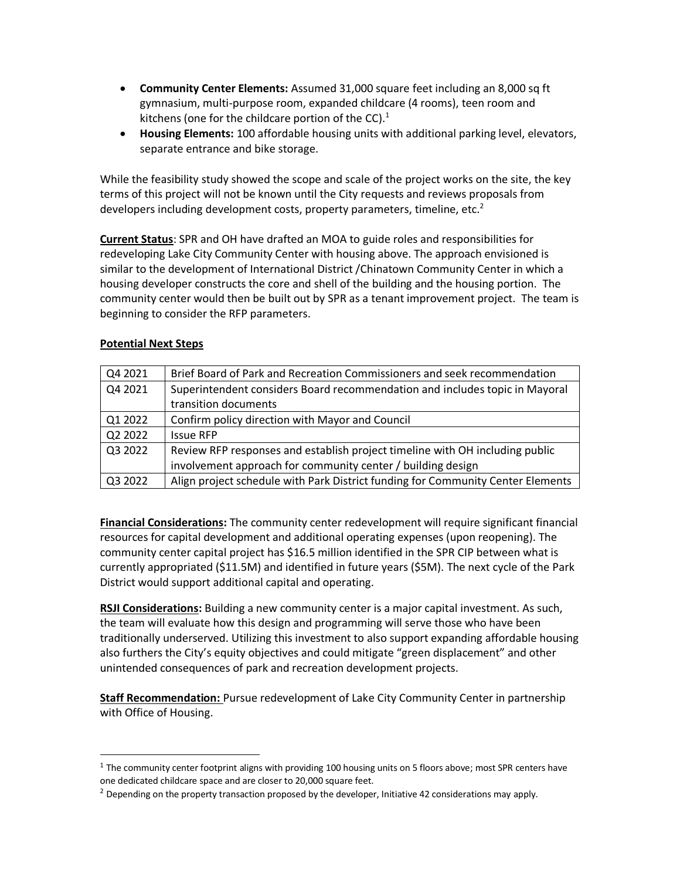- **Community Center Elements:** Assumed 31,000 square feet including an 8,000 sq ft gymnasium, multi-purpose room, expanded childcare (4 rooms), teen room and kitchens (one for the childcare portion of the CC).[1]
- **Housing Elements:** 100 affordable housing units with additional parking level, elevators, separate entrance and bike storage.

While the feasibility study showed the scope and scale of the project works on the site, the key terms of this project will not be known until the City requests and reviews proposals from developers including development costs, property parameters, timeline, etc.[2]

**Current Status**: SPR and OH have drafted an MOA to guide roles and responsibilities for redeveloping Lake City Community Center with housing above. The approach envisioned is similar to the development of International District /Chinatown Community Center in which a housing developer constructs the core and shell of the building and the housing portion. The community center would then be built out by SPR as a tenant improvement project. The team is beginning to consider the RFP parameters.

**Potential Next Steps**

| | |
|---|---|
| Q4 2021 | Brief Board of Park and Recreation Commissioners and seek recommendation |
| Q4 2021 | Superintendent considers Board recommendation and includes topic in Mayoral transition documents |
| Q1 2022 | Confirm policy direction with Mayor and Council |
| Q2 2022 | Issue RFP |
| Q3 2022 | Review RFP responses and establish project timeline with OH including public involvement approach for community center / building design |
| Q3 2022 | Align project schedule with Park District funding for Community Center Elements |

**Financial Considerations:** The community center redevelopment will require significant financial resources for capital development and additional operating expenses (upon reopening). The community center capital project has $16.5 million identified in the SPR CIP between what is currently appropriated ($11.5M) and identified in future years ($5M). The next cycle of the Park District would support additional capital and operating.

**RSJI Considerations:** Building a new community center is a major capital investment. As such, the team will evaluate how this design and programming will serve those who have been traditionally underserved. Utilizing this investment to also support expanding affordable housing also furthers the City's equity objectives and could mitigate "green displacement" and other unintended consequences of park and recreation development projects.

**Staff Recommendation:** Pursue redevelopment of Lake City Community Center in partnership with Office of Housing.

[1] The community center footprint aligns with providing 100 housing units on 5 floors above; most SPR centers have one dedicated childcare space and are closer to 20,000 square feet.

[2] Depending on the property transaction proposed by the developer, Initiative 42 considerations may apply.